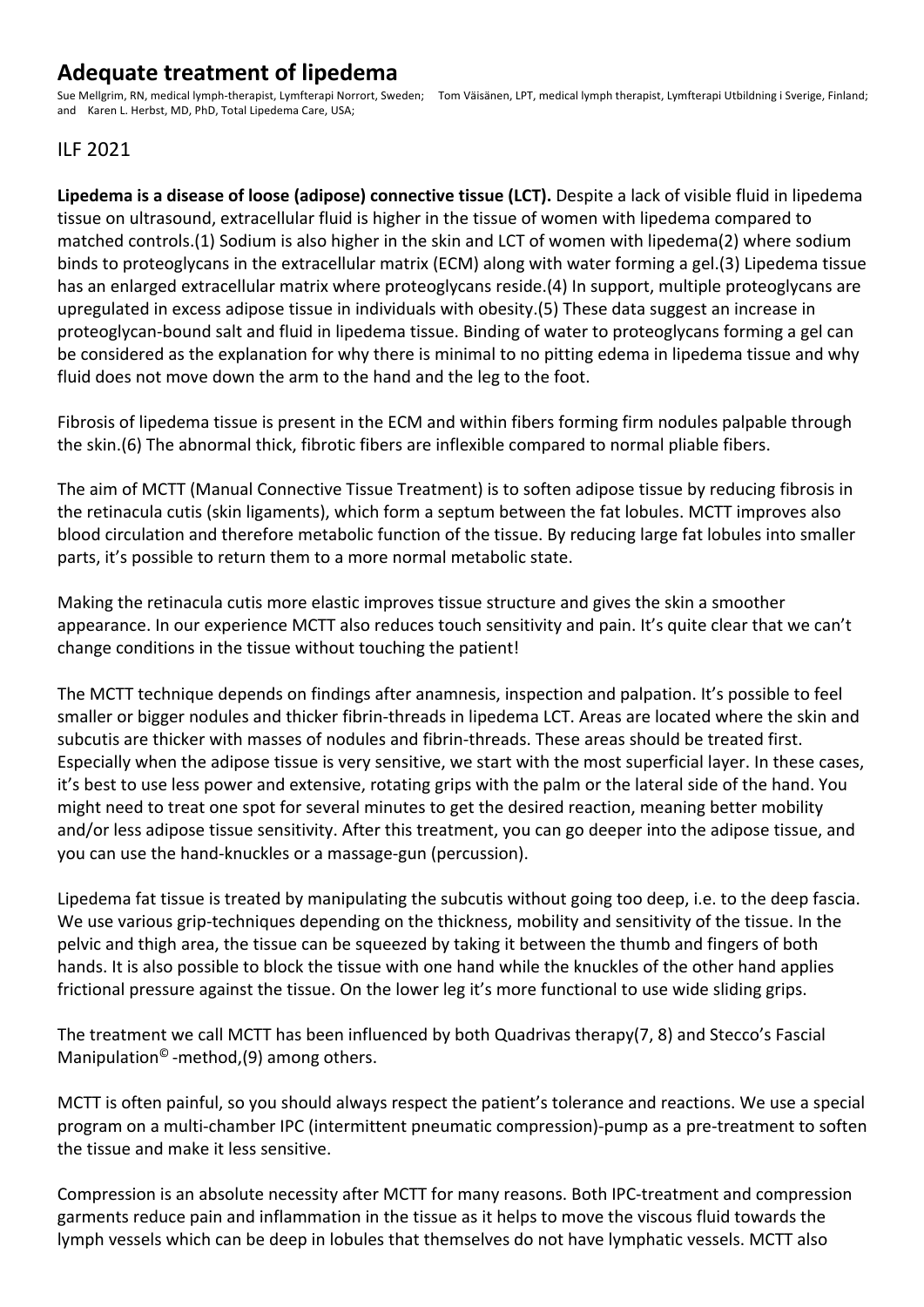# Adequate treatment of lipedema

Sue Mellgrim, RN, medical lymph-therapist, Lymfterapi Norrort, Sweden; Tom Väisänen, LPT, medical lymph therapist, Lymfterapi Utbildning i Sverige, Finland; and Karen L. Herbst, MD, PhD, Total Lipedema Care, USA;

## ILF 2021

**Lipedema is a disease of loose (adipose) connective tissue (LCT).** Despite a lack of visible fluid in lipedema tissue on ultrasound, extracellular fluid is higher in the tissue of women with lipedema compared to matched controls.(1) Sodium is also higher in the skin and LCT of women with lipedema(2) where sodium binds to proteoglycans in the extracellular matrix (ECM) along with water forming a gel.(3) Lipedema tissue has an enlarged extracellular matrix where proteoglycans reside.(4) In support, multiple proteoglycans are upregulated in excess adipose tissue in individuals with obesity.(5) These data suggest an increase in proteoglycan-bound salt and fluid in lipedema tissue. Binding of water to proteoglycans forming a gel can be considered as the explanation for why there is minimal to no pitting edema in lipedema tissue and why fluid does not move down the arm to the hand and the leg to the foot.

Fibrosis of lipedema tissue is present in the ECM and within fibers forming firm nodules palpable through the skin.(6) The abnormal thick, fibrotic fibers are inflexible compared to normal pliable fibers.

The aim of MCTT (Manual Connective Tissue Treatment) is to soften adipose tissue by reducing fibrosis in the retinacula cutis (skin ligaments), which form a septum between the fat lobules. MCTT improves also blood circulation and therefore metabolic function of the tissue. By reducing large fat lobules into smaller parts, it's possible to return them to a more normal metabolic state.

Making the retinacula cutis more elastic improves tissue structure and gives the skin a smoother appearance. In our experience MCTT also reduces touch sensitivity and pain. It's quite clear that we can't change conditions in the tissue without touching the patient!

The MCTT technique depends on findings after anamnesis, inspection and palpation. It's possible to feel smaller or bigger nodules and thicker fibrin-threads in lipedema LCT. Areas are located where the skin and subcutis are thicker with masses of nodules and fibrin-threads. These areas should be treated first. Especially when the adipose tissue is very sensitive, we start with the most superficial layer. In these cases, it's best to use less power and extensive, rotating grips with the palm or the lateral side of the hand. You might need to treat one spot for several minutes to get the desired reaction, meaning better mobility and/or less adipose tissue sensitivity. After this treatment, you can go deeper into the adipose tissue, and you can use the hand-knuckles or a massage-gun (percussion).

Lipedema fat tissue is treated by manipulating the subcutis without going too deep, i.e. to the deep fascia. We use various grip-techniques depending on the thickness, mobility and sensitivity of the tissue. In the pelvic and thigh area, the tissue can be squeezed by taking it between the thumb and fingers of both hands. It is also possible to block the tissue with one hand while the knuckles of the other hand applies frictional pressure against the tissue. On the lower leg it's more functional to use wide sliding grips.

The treatment we call MCTT has been influenced by both Quadrivas therapy(7, 8) and Stecco's Fascial Manipulation© -method,(9) among others.

MCTT is often painful, so you should always respect the patient's tolerance and reactions. We use a special program on a multi-chamber IPC (intermittent pneumatic compression)-pump as a pre-treatment to soften the tissue and make it less sensitive.

Compression is an absolute necessity after MCTT for many reasons. Both IPC-treatment and compression garments reduce pain and inflammation in the tissue as it helps to move the viscous fluid towards the lymph vessels which can be deep in lobules that themselves do not have lymphatic vessels. MCTT also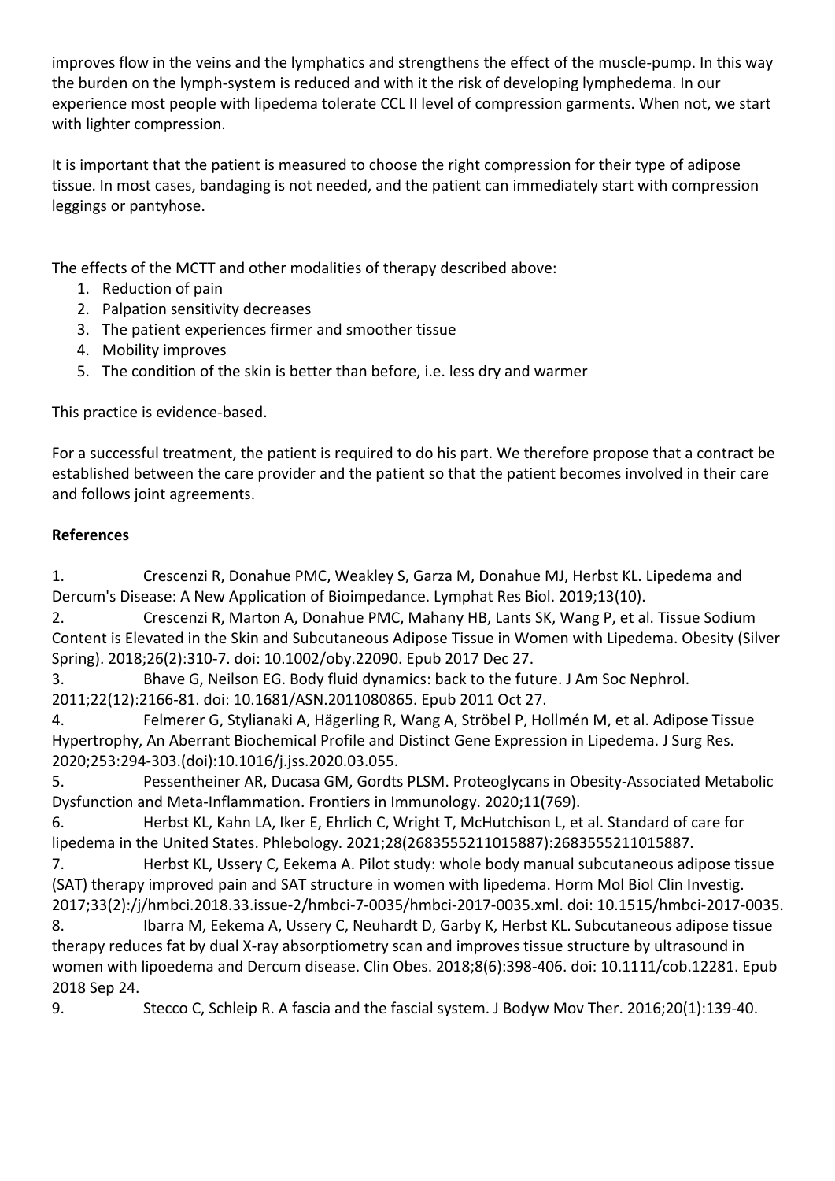improves flow in the veins and the lymphatics and strengthens the effect of the muscle-pump. In this way the burden on the lymph-system is reduced and with it the risk of developing lymphedema. In our experience most people with lipedema tolerate CCL II level of compression garments. When not, we start with lighter compression.

It is important that the patient is measured to choose the right compression for their type of adipose tissue. In most cases, bandaging is not needed, and the patient can immediately start with compression leggings or pantyhose.

The effects of the MCTT and other modalities of therapy described above:

1. Reduction of pain
2. Palpation sensitivity decreases
3. The patient experiences firmer and smoother tissue
4. Mobility improves
5. The condition of the skin is better than before, i.e. less dry and warmer

This practice is evidence-based.

For a successful treatment, the patient is required to do his part. We therefore propose that a contract be established between the care provider and the patient so that the patient becomes involved in their care and follows joint agreements.

**References**

1. Crescenzi R, Donahue PMC, Weakley S, Garza M, Donahue MJ, Herbst KL. Lipedema and Dercum's Disease: A New Application of Bioimpedance. Lymphat Res Biol. 2019;13(10).
2. Crescenzi R, Marton A, Donahue PMC, Mahany HB, Lants SK, Wang P, et al. Tissue Sodium Content is Elevated in the Skin and Subcutaneous Adipose Tissue in Women with Lipedema. Obesity (Silver Spring). 2018;26(2):310-7. doi: 10.1002/oby.22090. Epub 2017 Dec 27.
3. Bhave G, Neilson EG. Body fluid dynamics: back to the future. J Am Soc Nephrol. 2011;22(12):2166-81. doi: 10.1681/ASN.2011080865. Epub 2011 Oct 27.
4. Felmerer G, Stylianaki A, Hägerling R, Wang A, Ströbel P, Hollmén M, et al. Adipose Tissue Hypertrophy, An Aberrant Biochemical Profile and Distinct Gene Expression in Lipedema. J Surg Res. 2020;253:294-303.(doi):10.1016/j.jss.2020.03.055.
5. Pessentheiner AR, Ducasa GM, Gordts PLSM. Proteoglycans in Obesity-Associated Metabolic Dysfunction and Meta-Inflammation. Frontiers in Immunology. 2020;11(769).
6. Herbst KL, Kahn LA, Iker E, Ehrlich C, Wright T, McHutchison L, et al. Standard of care for lipedema in the United States. Phlebology. 2021;28(2683555211015887):2683555211015887.
7. Herbst KL, Ussery C, Eekema A. Pilot study: whole body manual subcutaneous adipose tissue (SAT) therapy improved pain and SAT structure in women with lipedema. Horm Mol Biol Clin Investig. 2017;33(2):/j/hmbci.2018.33.issue-2/hmbci-7-0035/hmbci-2017-0035.xml. doi: 10.1515/hmbci-2017-0035.
8. Ibarra M, Eekema A, Ussery C, Neuhardt D, Garby K, Herbst KL. Subcutaneous adipose tissue therapy reduces fat by dual X-ray absorptiometry scan and improves tissue structure by ultrasound in women with lipoedema and Dercum disease. Clin Obes. 2018;8(6):398-406. doi: 10.1111/cob.12281. Epub 2018 Sep 24.
9. Stecco C, Schleip R. A fascia and the fascial system. J Bodyw Mov Ther. 2016;20(1):139-40.